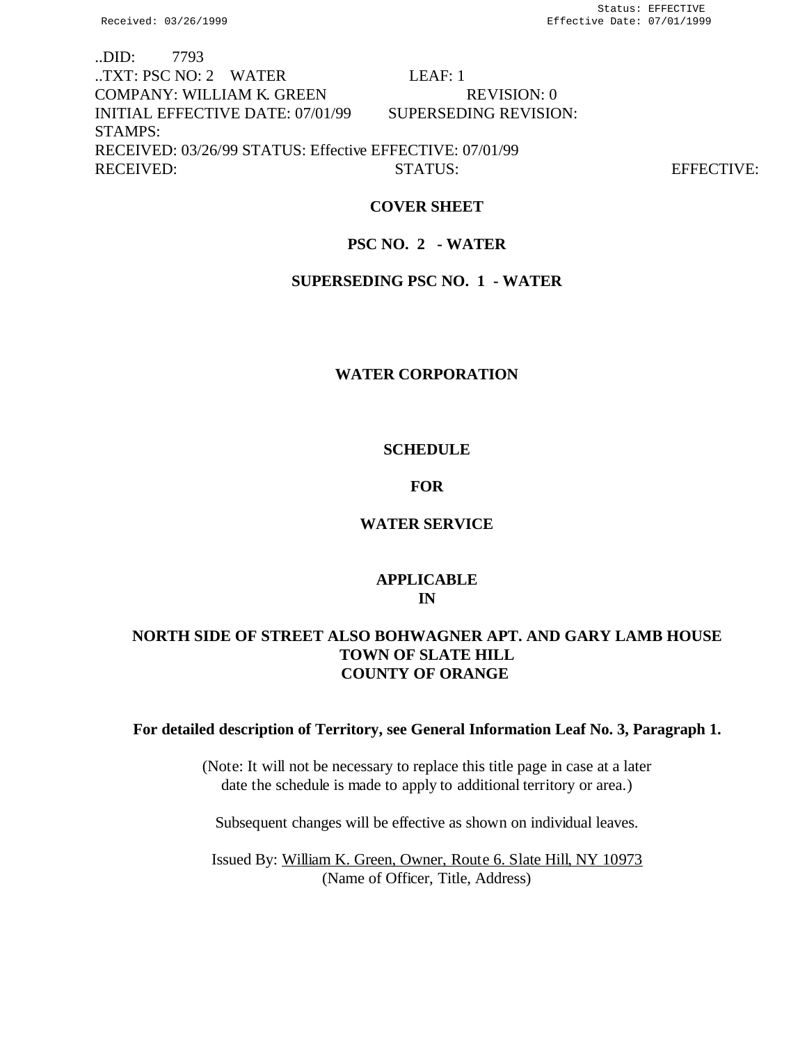..DID: 7793
..TXT: PSC NO: 2 WATER LEAF: 1
COMPANY: WILLIAM K. GREEN REVISION: 0
INITIAL EFFECTIVE DATE: 07/01/99 SUPERSEDING REVISION:
STAMPS:
RECEIVED: 03/26/99 STATUS: Effective EFFECTIVE: 07/01/99
RECEIVED: STATUS: EFFECTIVE:

**COVER SHEET**

**PSC NO. 2 - WATER**

**SUPERSEDING PSC NO. 1 - WATER**

**WATER CORPORATION**

**SCHEDULE**

**FOR**

**WATER SERVICE**

**APPLICABLE IN**

**NORTH SIDE OF STREET ALSO BOHWAGNER APT. AND GARY LAMB HOUSE**
**TOWN OF SLATE HILL**
**COUNTY OF ORANGE**

**For detailed description of Territory, see General Information Leaf No. 3, Paragraph 1.**

(Note: It will not be necessary to replace this title page in case at a later date the schedule is made to apply to additional territory or area.)

Subsequent changes will be effective as shown on individual leaves.

Issued By: William K. Green, Owner, Route 6. Slate Hill, NY 10973
(Name of Officer, Title, Address)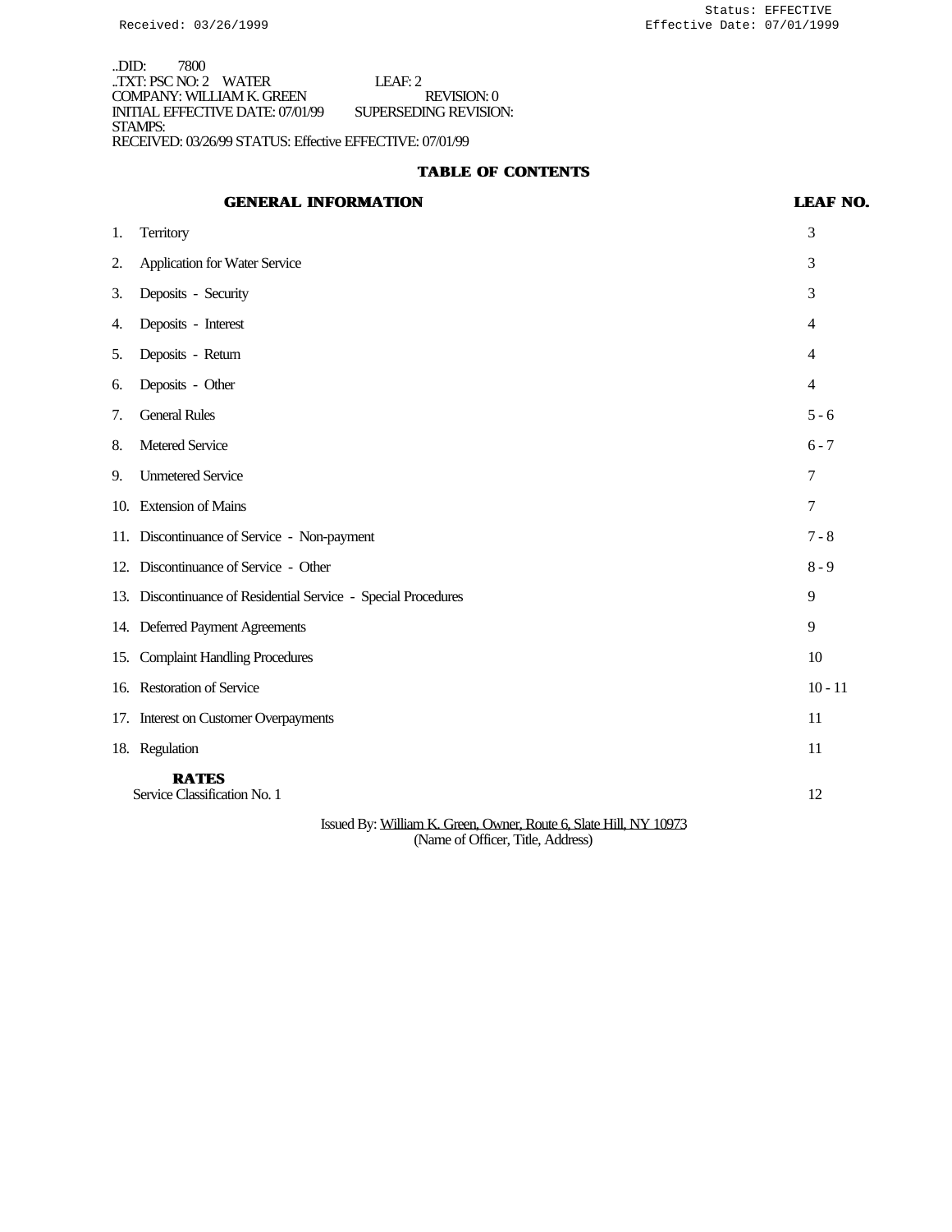..DID: 7800
..TXT: PSC NO: 2 WATER LEAF: 2
COMPANY: WILLIAM K. GREEN REVISION: 0
INITIAL EFFECTIVE DATE: 07/01/99 SUPERSEDING REVISION:
STAMPS:
RECEIVED: 03/26/99 STATUS: Effective EFFECTIVE: 07/01/99

# TABLE OF CONTENTS

| GENERAL INFORMATION | LEAF NO. |
|---|---|
| 1. Territory | 3 |
| 2. Application for Water Service | 3 |
| 3. Deposits - Security | 3 |
| 4. Deposits - Interest | 4 |
| 5. Deposits - Return | 4 |
| 6. Deposits - Other | 4 |
| 7. General Rules | 5 - 6 |
| 8. Metered Service | 6 - 7 |
| 9. Unmetered Service | 7 |
| 10. Extension of Mains | 7 |
| 11. Discontinuance of Service - Non-payment | 7 - 8 |
| 12. Discontinuance of Service - Other | 8 - 9 |
| 13. Discontinuance of Residential Service - Special Procedures | 9 |
| 14. Deferred Payment Agreements | 9 |
| 15. Complaint Handling Procedures | 10 |
| 16. Restoration of Service | 10 - 11 |
| 17. Interest on Customer Overpayments | 11 |
| 18. Regulation | 11 |
| **RATES** | |
| Service Classification No. 1 | 12 |

Issued By: William K. Green, Owner, Route 6, Slate Hill, NY 10973
(Name of Officer, Title, Address)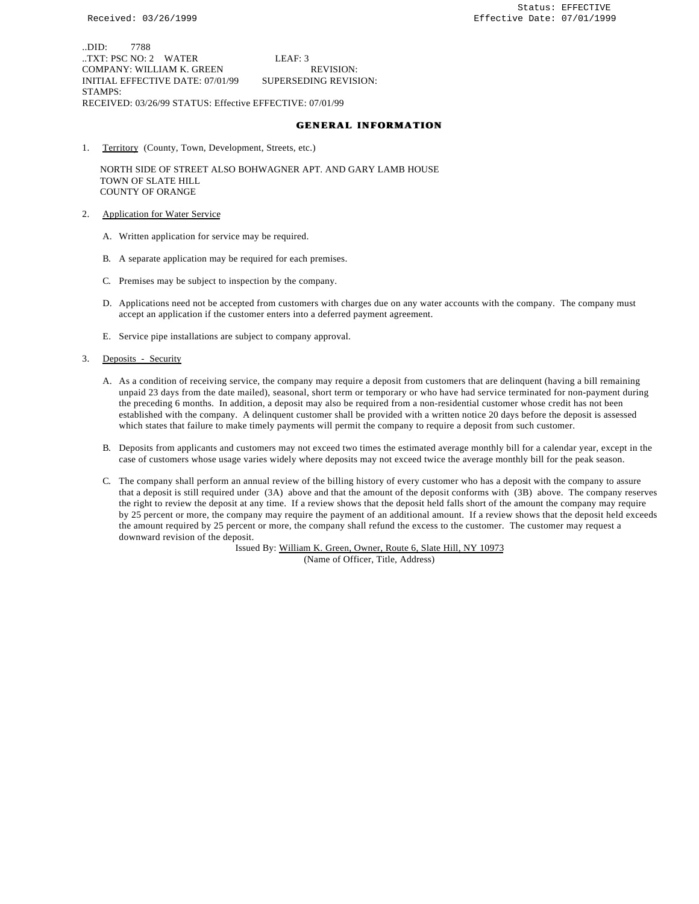..DID: 7788
..TXT: PSC NO: 2 WATER LEAF: 3
COMPANY: WILLIAM K. GREEN REVISION:
INITIAL EFFECTIVE DATE: 07/01/99 SUPERSEDING REVISION:
STAMPS:
RECEIVED: 03/26/99 STATUS: Effective EFFECTIVE: 07/01/99

## GENERAL INFORMATION

1. Territory (County, Town, Development, Streets, etc.)

   NORTH SIDE OF STREET ALSO BOHWAGNER APT. AND GARY LAMB HOUSE
   TOWN OF SLATE HILL
   COUNTY OF ORANGE

2. Application for Water Service

   A. Written application for service may be required.

   B. A separate application may be required for each premises.

   C. Premises may be subject to inspection by the company.

   D. Applications need not be accepted from customers with charges due on any water accounts with the company. The company must accept an application if the customer enters into a deferred payment agreement.

   E. Service pipe installations are subject to company approval.

3. Deposits - Security

   A. As a condition of receiving service, the company may require a deposit from customers that are delinquent (having a bill remaining unpaid 23 days from the date mailed), seasonal, short term or temporary or who have had service terminated for non-payment during the preceding 6 months. In addition, a deposit may also be required from a non-residential customer whose credit has not been established with the company. A delinquent customer shall be provided with a written notice 20 days before the deposit is assessed which states that failure to make timely payments will permit the company to require a deposit from such customer.

   B. Deposits from applicants and customers may not exceed two times the estimated average monthly bill for a calendar year, except in the case of customers whose usage varies widely where deposits may not exceed twice the average monthly bill for the peak season.

   C. The company shall perform an annual review of the billing history of every customer who has a deposit with the company to assure that a deposit is still required under (3A) above and that the amount of the deposit conforms with (3B) above. The company reserves the right to review the deposit at any time. If a review shows that the deposit held falls short of the amount the company may require by 25 percent or more, the company may require the payment of an additional amount. If a review shows that the deposit held exceeds the amount required by 25 percent or more, the company shall refund the excess to the customer. The customer may request a downward revision of the deposit.

Issued By: William K. Green, Owner, Route 6, Slate Hill, NY 10973
(Name of Officer, Title, Address)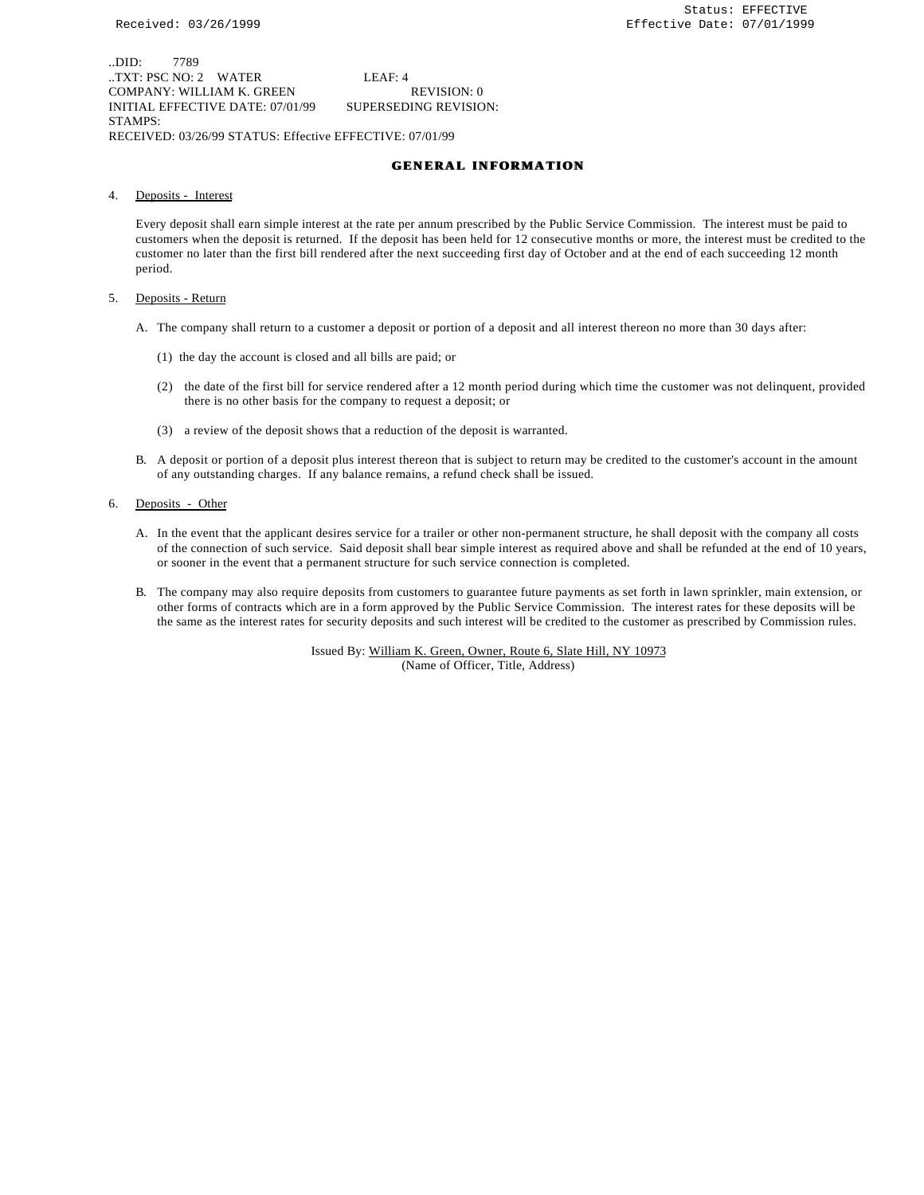..DID: 7789
..TXT: PSC NO: 2 WATER LEAF: 4
COMPANY: WILLIAM K. GREEN REVISION: 0
INITIAL EFFECTIVE DATE: 07/01/99 SUPERSEDING REVISION:
STAMPS:
RECEIVED: 03/26/99 STATUS: Effective EFFECTIVE: 07/01/99

## GENERAL INFORMATION

4. Deposits - Interest

   Every deposit shall earn simple interest at the rate per annum prescribed by the Public Service Commission. The interest must be paid to customers when the deposit is returned. If the deposit has been held for 12 consecutive months or more, the interest must be credited to the customer no later than the first bill rendered after the next succeeding first day of October and at the end of each succeeding 12 month period.

5. Deposits - Return

   A. The company shall return to a customer a deposit or portion of a deposit and all interest thereon no more than 30 days after:

      (1) the day the account is closed and all bills are paid; or

      (2) the date of the first bill for service rendered after a 12 month period during which time the customer was not delinquent, provided there is no other basis for the company to request a deposit; or

      (3) a review of the deposit shows that a reduction of the deposit is warranted.

   B. A deposit or portion of a deposit plus interest thereon that is subject to return may be credited to the customer's account in the amount of any outstanding charges. If any balance remains, a refund check shall be issued.

6. Deposits - Other

   A. In the event that the applicant desires service for a trailer or other non-permanent structure, he shall deposit with the company all costs of the connection of such service. Said deposit shall bear simple interest as required above and shall be refunded at the end of 10 years, or sooner in the event that a permanent structure for such service connection is completed.

   B. The company may also require deposits from customers to guarantee future payments as set forth in lawn sprinkler, main extension, or other forms of contracts which are in a form approved by the Public Service Commission. The interest rates for these deposits will be the same as the interest rates for security deposits and such interest will be credited to the customer as prescribed by Commission rules.

Issued By: William K. Green, Owner, Route 6, Slate Hill, NY 10973
(Name of Officer, Title, Address)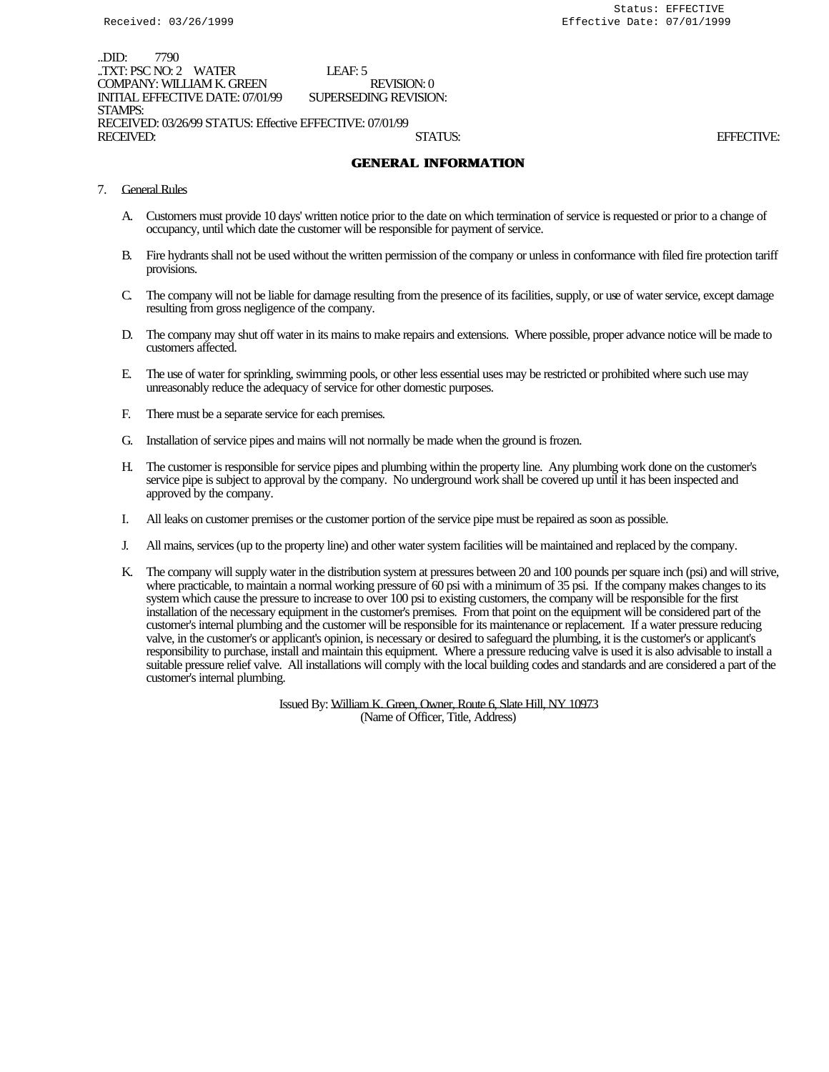Received: 03/26/1999 Status: EFFECTIVE
Effective Date: 07/01/1999

..DID: 7790
..TXT: PSC NO: 2 WATER LEAF: 5
COMPANY: WILLIAM K. GREEN REVISION: 0
INITIAL EFFECTIVE DATE: 07/01/99 SUPERSEDING REVISION:
STAMPS:
RECEIVED: 03/26/99 STATUS: Effective EFFECTIVE: 07/01/99
RECEIVED: STATUS: EFFECTIVE:

## GENERAL INFORMATION

7. General Rules

   A. Customers must provide 10 days' written notice prior to the date on which termination of service is requested or prior to a change of occupancy, until which date the customer will be responsible for payment of service.

   B. Fire hydrants shall not be used without the written permission of the company or unless in conformance with filed fire protection tariff provisions.

   C. The company will not be liable for damage resulting from the presence of its facilities, supply, or use of water service, except damage resulting from gross negligence of the company.

   D. The company may shut off water in its mains to make repairs and extensions. Where possible, proper advance notice will be made to customers affected.

   E. The use of water for sprinkling, swimming pools, or other less essential uses may be restricted or prohibited where such use may unreasonably reduce the adequacy of service for other domestic purposes.

   F. There must be a separate service for each premises.

   G. Installation of service pipes and mains will not normally be made when the ground is frozen.

   H. The customer is responsible for service pipes and plumbing within the property line. Any plumbing work done on the customer's service pipe is subject to approval by the company. No underground work shall be covered up until it has been inspected and approved by the company.

   I. All leaks on customer premises or the customer portion of the service pipe must be repaired as soon as possible.

   J. All mains, services (up to the property line) and other water system facilities will be maintained and replaced by the company.

   K. The company will supply water in the distribution system at pressures between 20 and 100 pounds per square inch (psi) and will strive, where practicable, to maintain a normal working pressure of 60 psi with a minimum of 35 psi. If the company makes changes to its system which cause the pressure to increase to over 100 psi to existing customers, the company will be responsible for the first installation of the necessary equipment in the customer's premises. From that point on the equipment will be considered part of the customer's internal plumbing and the customer will be responsible for its maintenance or replacement. If a water pressure reducing valve, in the customer's or applicant's opinion, is necessary or desired to safeguard the plumbing, it is the customer's or applicant's responsibility to purchase, install and maintain this equipment. Where a pressure reducing valve is used it is also advisable to install a suitable pressure relief valve. All installations will comply with the local building codes and standards and are considered a part of the customer's internal plumbing.

Issued By: William K. Green, Owner, Route 6, Slate Hill, NY 10973
(Name of Officer, Title, Address)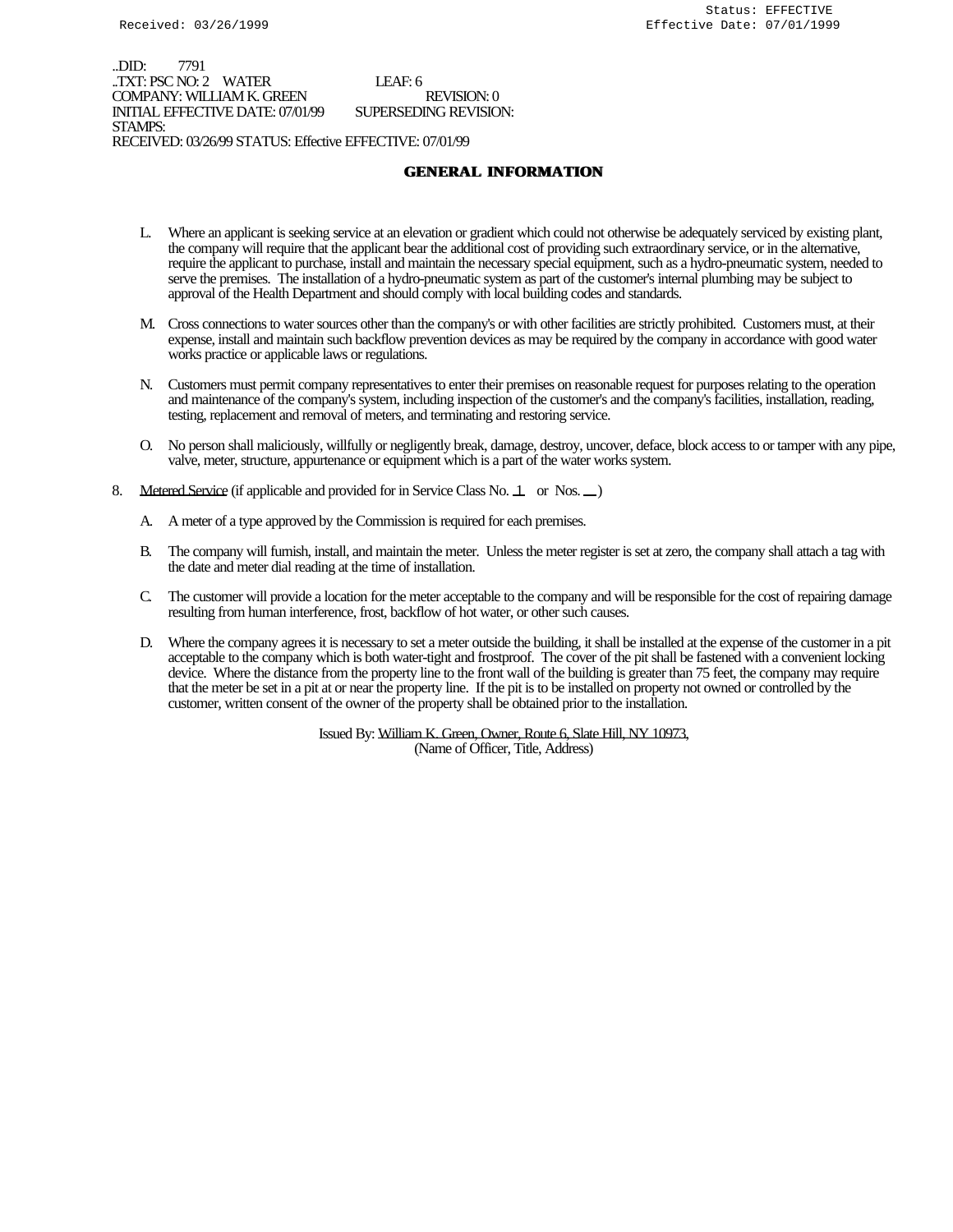Received: 03/26/1999 Status: EFFECTIVE Effective Date: 07/01/1999

..DID: 7791
..TXT: PSC NO: 2 WATER LEAF: 6
COMPANY: WILLIAM K. GREEN REVISION: 0
INITIAL EFFECTIVE DATE: 07/01/99 SUPERSEDING REVISION:
STAMPS:
RECEIVED: 03/26/99 STATUS: Effective EFFECTIVE: 07/01/99

# GENERAL INFORMATION

L. Where an applicant is seeking service at an elevation or gradient which could not otherwise be adequately serviced by existing plant, the company will require that the applicant bear the additional cost of providing such extraordinary service, or in the alternative, require the applicant to purchase, install and maintain the necessary special equipment, such as a hydro-pneumatic system, needed to serve the premises. The installation of a hydro-pneumatic system as part of the customer's internal plumbing may be subject to approval of the Health Department and should comply with local building codes and standards.

M. Cross connections to water sources other than the company's or with other facilities are strictly prohibited. Customers must, at their expense, install and maintain such backflow prevention devices as may be required by the company in accordance with good water works practice or applicable laws or regulations.

N. Customers must permit company representatives to enter their premises on reasonable request for purposes relating to the operation and maintenance of the company's system, including inspection of the customer's and the company's facilities, installation, reading, testing, replacement and removal of meters, and terminating and restoring service.

O. No person shall maliciously, willfully or negligently break, damage, destroy, uncover, deface, block access to or tamper with any pipe, valve, meter, structure, appurtenance or equipment which is a part of the water works system.

8. Metered Service (if applicable and provided for in Service Class No. 1 or Nos. __ )

A. A meter of a type approved by the Commission is required for each premises.

B. The company will furnish, install, and maintain the meter. Unless the meter register is set at zero, the company shall attach a tag with the date and meter dial reading at the time of installation.

C. The customer will provide a location for the meter acceptable to the company and will be responsible for the cost of repairing damage resulting from human interference, frost, backflow of hot water, or other such causes.

D. Where the company agrees it is necessary to set a meter outside the building, it shall be installed at the expense of the customer in a pit acceptable to the company which is both water-tight and frostproof. The cover of the pit shall be fastened with a convenient locking device. Where the distance from the property line to the front wall of the building is greater than 75 feet, the company may require that the meter be set in a pit at or near the property line. If the pit is to be installed on property not owned or controlled by the customer, written consent of the owner of the property shall be obtained prior to the installation.

Issued By: William K. Green, Owner, Route 6, Slate Hill, NY 10973,
(Name of Officer, Title, Address)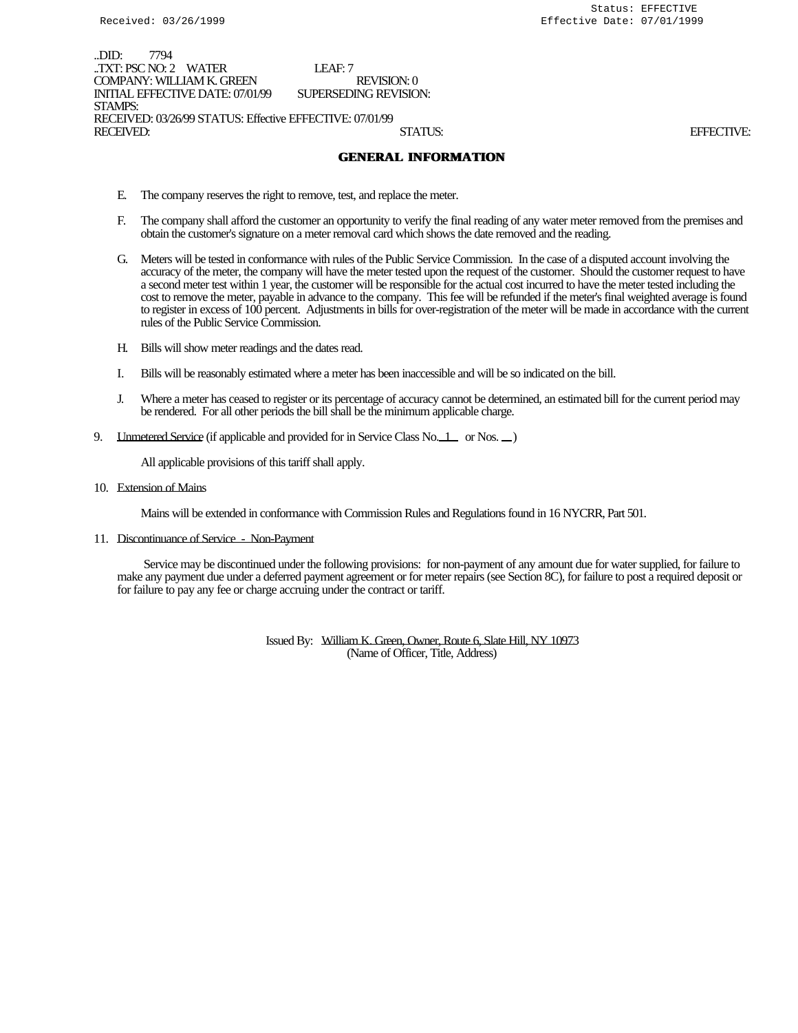Status: EFFECTIVE
Received: 03/26/1999 Effective Date: 07/01/1999

..DID: 7794
..TXT: PSC NO: 2 WATER LEAF: 7
COMPANY: WILLIAM K. GREEN REVISION: 0
INITIAL EFFECTIVE DATE: 07/01/99 SUPERSEDING REVISION:
STAMPS:
RECEIVED: 03/26/99 STATUS: Effective EFFECTIVE: 07/01/99
RECEIVED: STATUS: EFFECTIVE:

## GENERAL INFORMATION

E. The company reserves the right to remove, test, and replace the meter.

F. The company shall afford the customer an opportunity to verify the final reading of any water meter removed from the premises and obtain the customer's signature on a meter removal card which shows the date removed and the reading.

G. Meters will be tested in conformance with rules of the Public Service Commission. In the case of a disputed account involving the accuracy of the meter, the company will have the meter tested upon the request of the customer. Should the customer request to have a second meter test within 1 year, the customer will be responsible for the actual cost incurred to have the meter tested including the cost to remove the meter, payable in advance to the company. This fee will be refunded if the meter's final weighted average is found to register in excess of 100 percent. Adjustments in bills for over-registration of the meter will be made in accordance with the current rules of the Public Service Commission.

H. Bills will show meter readings and the dates read.

I. Bills will be reasonably estimated where a meter has been inaccessible and will be so indicated on the bill.

J. Where a meter has ceased to register or its percentage of accuracy cannot be determined, an estimated bill for the current period may be rendered. For all other periods the bill shall be the minimum applicable charge.

9. Unmetered Service (if applicable and provided for in Service Class No. 1 or Nos. __ )

   All applicable provisions of this tariff shall apply.

10. Extension of Mains

   Mains will be extended in conformance with Commission Rules and Regulations found in 16 NYCRR, Part 501.

11. Discontinuance of Service - Non-Payment

   Service may be discontinued under the following provisions: for non-payment of any amount due for water supplied, for failure to make any payment due under a deferred payment agreement or for meter repairs (see Section 8C), for failure to post a required deposit or for failure to pay any fee or charge accruing under the contract or tariff.

Issued By: William K. Green, Owner, Route 6, Slate Hill, NY 10973
(Name of Officer, Title, Address)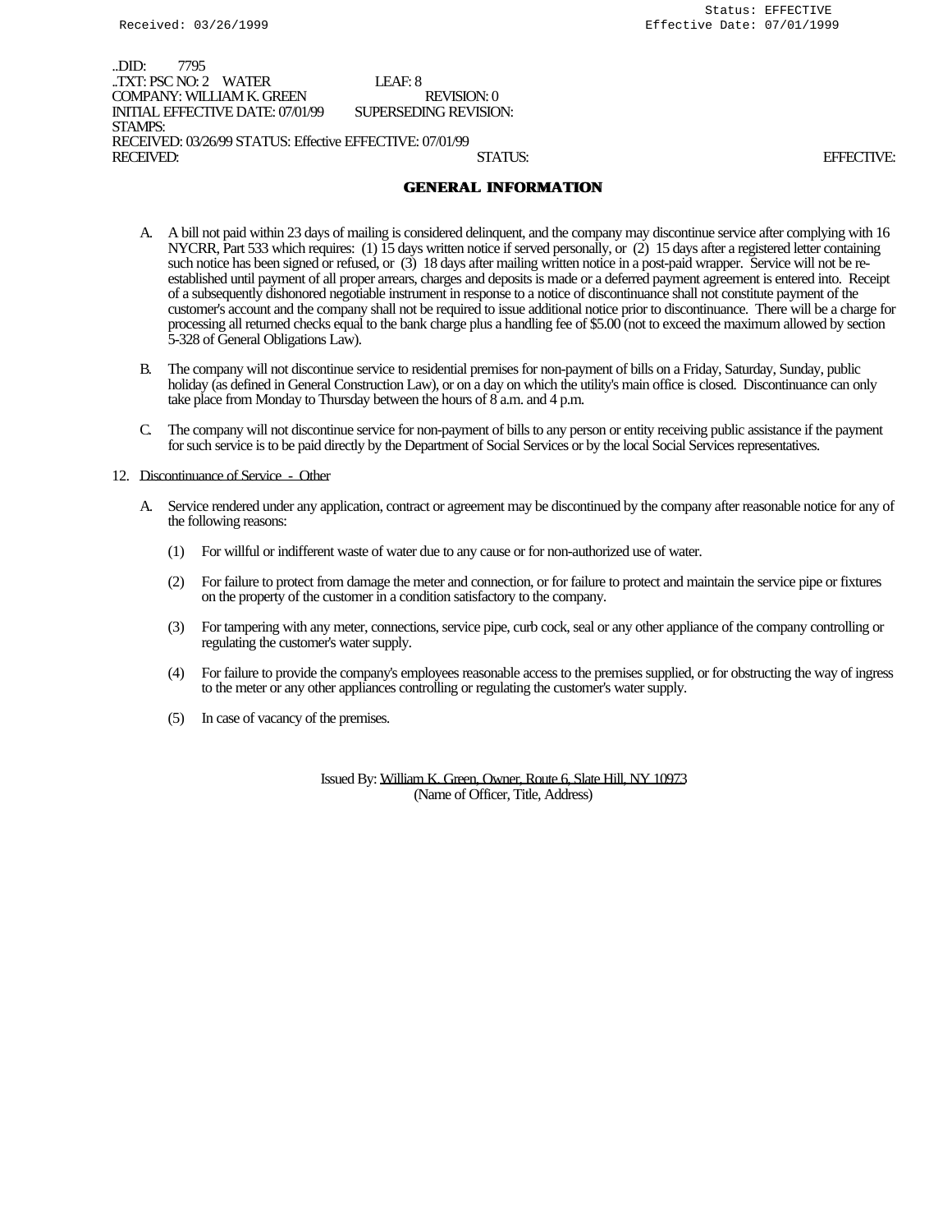..DID: 7795
..TXT: PSC NO: 2 WATER LEAF: 8
COMPANY: WILLIAM K. GREEN REVISION: 0
INITIAL EFFECTIVE DATE: 07/01/99 SUPERSEDING REVISION:
STAMPS:
RECEIVED: 03/26/99 STATUS: Effective EFFECTIVE: 07/01/99
RECEIVED: STATUS: EFFECTIVE:

## GENERAL INFORMATION

A. A bill not paid within 23 days of mailing is considered delinquent, and the company may discontinue service after complying with 16 NYCRR, Part 533 which requires: (1) 15 days written notice if served personally, or (2) 15 days after a registered letter containing such notice has been signed or refused, or (3) 18 days after mailing written notice in a post-paid wrapper. Service will not be re-established until payment of all proper arrears, charges and deposits is made or a deferred payment agreement is entered into. Receipt of a subsequently dishonored negotiable instrument in response to a notice of discontinuance shall not constitute payment of the customer's account and the company shall not be required to issue additional notice prior to discontinuance. There will be a charge for processing all returned checks equal to the bank charge plus a handling fee of $5.00 (not to exceed the maximum allowed by section 5-328 of General Obligations Law).

B. The company will not discontinue service to residential premises for non-payment of bills on a Friday, Saturday, Sunday, public holiday (as defined in General Construction Law), or on a day on which the utility's main office is closed. Discontinuance can only take place from Monday to Thursday between the hours of 8 a.m. and 4 p.m.

C. The company will not discontinue service for non-payment of bills to any person or entity receiving public assistance if the payment for such service is to be paid directly by the Department of Social Services or by the local Social Services representatives.

12. Discontinuance of Service - Other

A. Service rendered under any application, contract or agreement may be discontinued by the company after reasonable notice for any of the following reasons:

(1) For willful or indifferent waste of water due to any cause or for non-authorized use of water.

(2) For failure to protect from damage the meter and connection, or for failure to protect and maintain the service pipe or fixtures on the property of the customer in a condition satisfactory to the company.

(3) For tampering with any meter, connections, service pipe, curb cock, seal or any other appliance of the company controlling or regulating the customer's water supply.

(4) For failure to provide the company's employees reasonable access to the premises supplied, or for obstructing the way of ingress to the meter or any other appliances controlling or regulating the customer's water supply.

(5) In case of vacancy of the premises.

Issued By: William K. Green, Owner, Route 6, Slate Hill, NY 10973
(Name of Officer, Title, Address)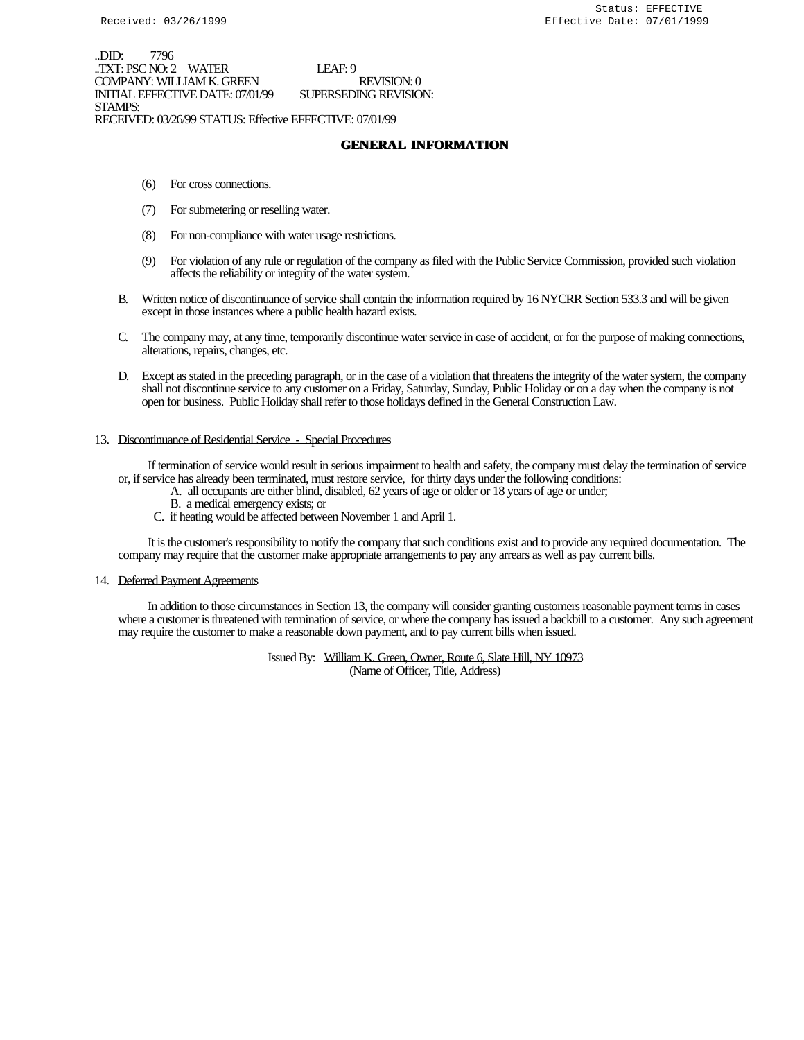Received: 03/26/1999

Status: EFFECTIVE
Effective Date: 07/01/1999

..DID: 7796
..TXT: PSC NO: 2 WATER LEAF: 9
COMPANY: WILLIAM K. GREEN REVISION: 0
INITIAL EFFECTIVE DATE: 07/01/99 SUPERSEDING REVISION:
STAMPS:
RECEIVED: 03/26/99 STATUS: Effective EFFECTIVE: 07/01/99

## GENERAL INFORMATION

(6) For cross connections.

(7) For submetering or reselling water.

(8) For non-compliance with water usage restrictions.

(9) For violation of any rule or regulation of the company as filed with the Public Service Commission, provided such violation affects the reliability or integrity of the water system.

B. Written notice of discontinuance of service shall contain the information required by 16 NYCRR Section 533.3 and will be given except in those instances where a public health hazard exists.

C. The company may, at any time, temporarily discontinue water service in case of accident, or for the purpose of making connections, alterations, repairs, changes, etc.

D. Except as stated in the preceding paragraph, or in the case of a violation that threatens the integrity of the water system, the company shall not discontinue service to any customer on a Friday, Saturday, Sunday, Public Holiday or on a day when the company is not open for business. Public Holiday shall refer to those holidays defined in the General Construction Law.

13. Discontinuance of Residential Service - Special Procedures

If termination of service would result in serious impairment to health and safety, the company must delay the termination of service or, if service has already been terminated, must restore service, for thirty days under the following conditions:

A. all occupants are either blind, disabled, 62 years of age or older or 18 years of age or under;
B. a medical emergency exists; or
C. if heating would be affected between November 1 and April 1.

It is the customer's responsibility to notify the company that such conditions exist and to provide any required documentation. The company may require that the customer make appropriate arrangements to pay any arrears as well as pay current bills.

14. Deferred Payment Agreements

In addition to those circumstances in Section 13, the company will consider granting customers reasonable payment terms in cases where a customer is threatened with termination of service, or where the company has issued a backbill to a customer. Any such agreement may require the customer to make a reasonable down payment, and to pay current bills when issued.

Issued By: William K. Green, Owner, Route 6, Slate Hill, NY 10973
(Name of Officer, Title, Address)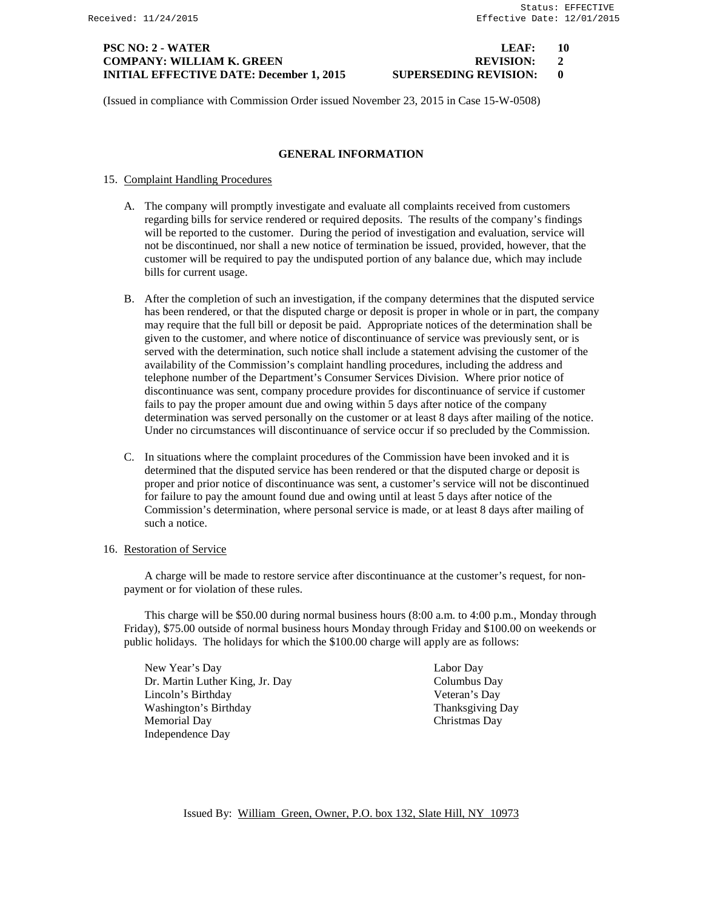Received: 11/24/2015

Status: EFFECTIVE
Effective Date: 12/01/2015

**PSC NO: 2 - WATER** **LEAF: 10**
**COMPANY: WILLIAM K. GREEN** **REVISION: 2**
**INITIAL EFFECTIVE DATE: December 1, 2015** **SUPERSEDING REVISION: 0**

(Issued in compliance with Commission Order issued November 23, 2015 in Case 15-W-0508)

## GENERAL INFORMATION

15. Complaint Handling Procedures

    A. The company will promptly investigate and evaluate all complaints received from customers regarding bills for service rendered or required deposits. The results of the company's findings will be reported to the customer. During the period of investigation and evaluation, service will not be discontinued, nor shall a new notice of termination be issued, provided, however, that the customer will be required to pay the undisputed portion of any balance due, which may include bills for current usage.

    B. After the completion of such an investigation, if the company determines that the disputed service has been rendered, or that the disputed charge or deposit is proper in whole or in part, the company may require that the full bill or deposit be paid. Appropriate notices of the determination shall be given to the customer, and where notice of discontinuance of service was previously sent, or is served with the determination, such notice shall include a statement advising the customer of the availability of the Commission's complaint handling procedures, including the address and telephone number of the Department's Consumer Services Division. Where prior notice of discontinuance was sent, company procedure provides for discontinuance of service if customer fails to pay the proper amount due and owing within 5 days after notice of the company determination was served personally on the customer or at least 8 days after mailing of the notice. Under no circumstances will discontinuance of service occur if so precluded by the Commission.

    C. In situations where the complaint procedures of the Commission have been invoked and it is determined that the disputed service has been rendered or that the disputed charge or deposit is proper and prior notice of discontinuance was sent, a customer's service will not be discontinued for failure to pay the amount found due and owing until at least 5 days after notice of the Commission's determination, where personal service is made, or at least 8 days after mailing of such a notice.

16. Restoration of Service

    A charge will be made to restore service after discontinuance at the customer's request, for non-payment or for violation of these rules.

    This charge will be \$50.00 during normal business hours (8:00 a.m. to 4:00 p.m., Monday through Friday), \$75.00 outside of normal business hours Monday through Friday and \$100.00 on weekends or public holidays. The holidays for which the \$100.00 charge will apply are as follows:

    New Year's Day
    Dr. Martin Luther King, Jr. Day
    Lincoln's Birthday
    Washington's Birthday
    Memorial Day
    Independence Day
    Labor Day
    Columbus Day
    Veteran's Day
    Thanksgiving Day
    Christmas Day

Issued By: William Green, Owner, P.O. box 132, Slate Hill, NY 10973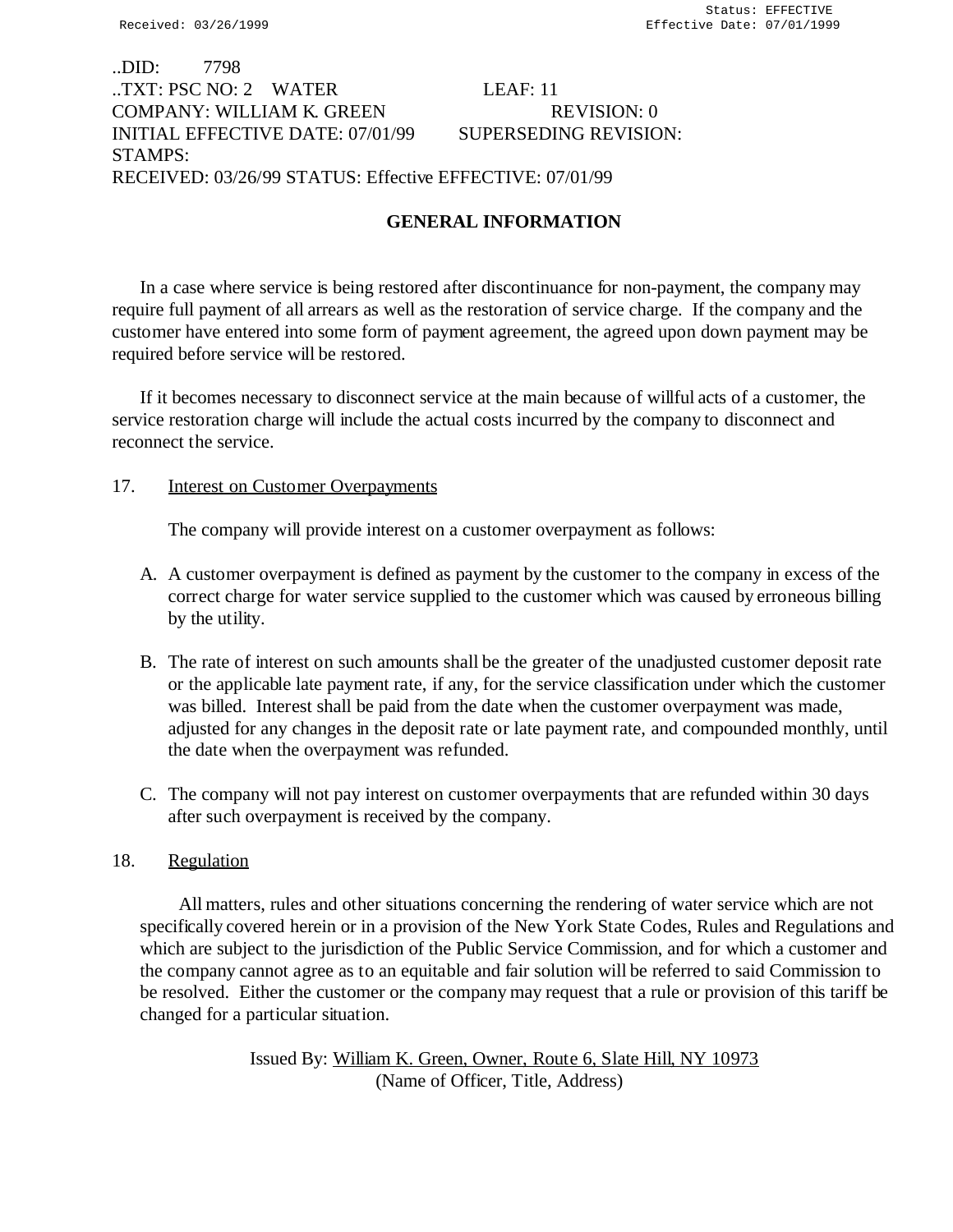..DID: 7798
..TXT: PSC NO: 2 WATER LEAF: 11
COMPANY: WILLIAM K. GREEN REVISION: 0
INITIAL EFFECTIVE DATE: 07/01/99 SUPERSEDING REVISION:
STAMPS:
RECEIVED: 03/26/99 STATUS: Effective EFFECTIVE: 07/01/99

## GENERAL INFORMATION

In a case where service is being restored after discontinuance for non-payment, the company may require full payment of all arrears as well as the restoration of service charge. If the company and the customer have entered into some form of payment agreement, the agreed upon down payment may be required before service will be restored.

If it becomes necessary to disconnect service at the main because of willful acts of a customer, the service restoration charge will include the actual costs incurred by the company to disconnect and reconnect the service.

17. Interest on Customer Overpayments

The company will provide interest on a customer overpayment as follows:

A. A customer overpayment is defined as payment by the customer to the company in excess of the correct charge for water service supplied to the customer which was caused by erroneous billing by the utility.

B. The rate of interest on such amounts shall be the greater of the unadjusted customer deposit rate or the applicable late payment rate, if any, for the service classification under which the customer was billed. Interest shall be paid from the date when the customer overpayment was made, adjusted for any changes in the deposit rate or late payment rate, and compounded monthly, until the date when the overpayment was refunded.

C. The company will not pay interest on customer overpayments that are refunded within 30 days after such overpayment is received by the company.

18. Regulation

All matters, rules and other situations concerning the rendering of water service which are not specifically covered herein or in a provision of the New York State Codes, Rules and Regulations and which are subject to the jurisdiction of the Public Service Commission, and for which a customer and the company cannot agree as to an equitable and fair solution will be referred to said Commission to be resolved. Either the customer or the company may request that a rule or provision of this tariff be changed for a particular situation.

Issued By: William K. Green, Owner, Route 6, Slate Hill, NY 10973
(Name of Officer, Title, Address)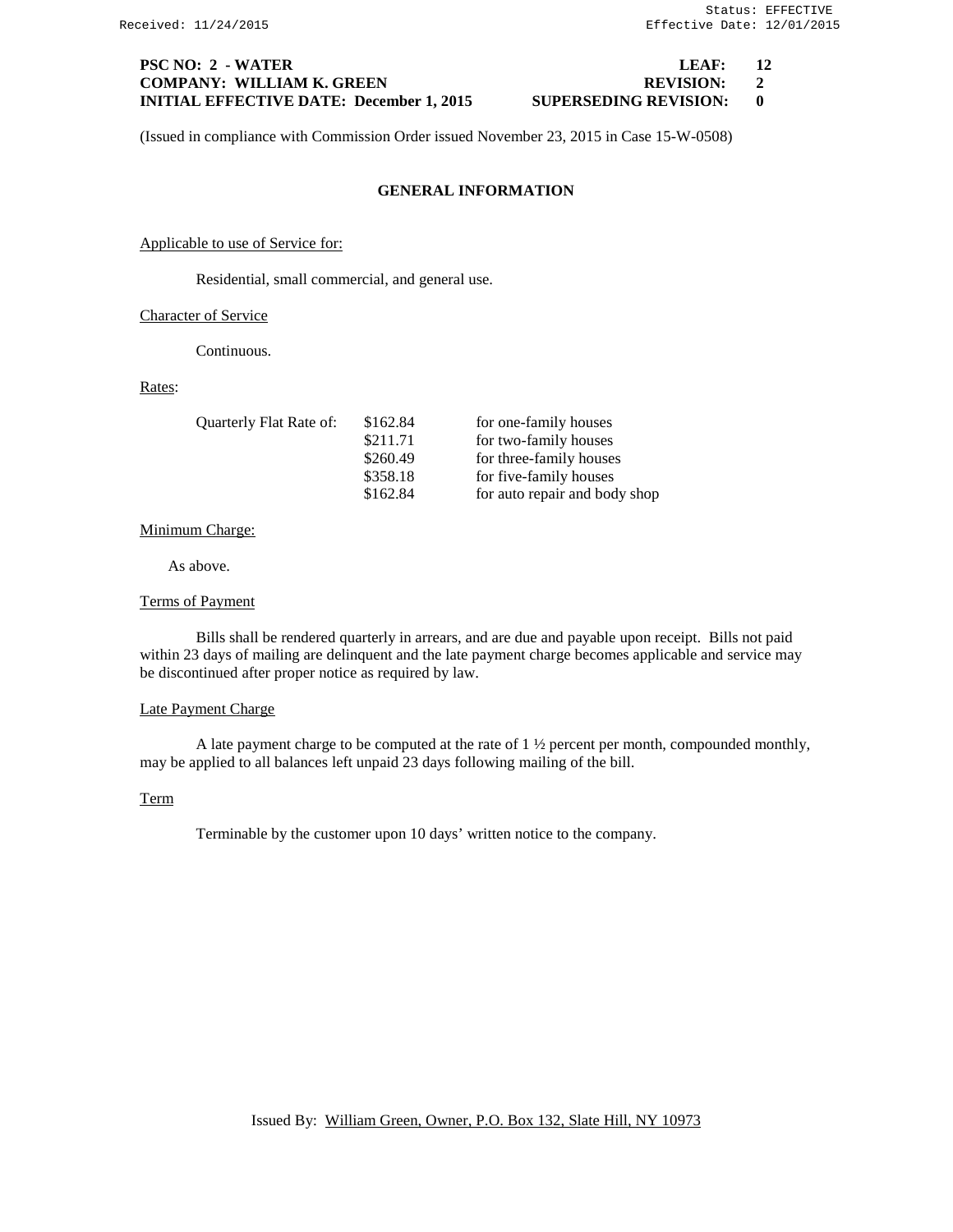**PSC NO: 2 - WATER** **LEAF: 12**
**COMPANY: WILLIAM K. GREEN** **REVISION: 2**
**INITIAL EFFECTIVE DATE: December 1, 2015** **SUPERSEDING REVISION: 0**

(Issued in compliance with Commission Order issued November 23, 2015 in Case 15-W-0508)

## GENERAL INFORMATION

Applicable to use of Service for:

Residential, small commercial, and general use.

Character of Service

Continuous.

Rates:

| | | |
|---|---|---|
| Quarterly Flat Rate of: | $162.84 | for one-family houses |
| | $211.71 | for two-family houses |
| | $260.49 | for three-family houses |
| | $358.18 | for five-family houses |
| | $162.84 | for auto repair and body shop |

Minimum Charge:

As above.

Terms of Payment

Bills shall be rendered quarterly in arrears, and are due and payable upon receipt. Bills not paid within 23 days of mailing are delinquent and the late payment charge becomes applicable and service may be discontinued after proper notice as required by law.

Late Payment Charge

A late payment charge to be computed at the rate of 1 ½ percent per month, compounded monthly, may be applied to all balances left unpaid 23 days following mailing of the bill.

Term

Terminable by the customer upon 10 days' written notice to the company.

Issued By: William Green, Owner, P.O. Box 132, Slate Hill, NY 10973